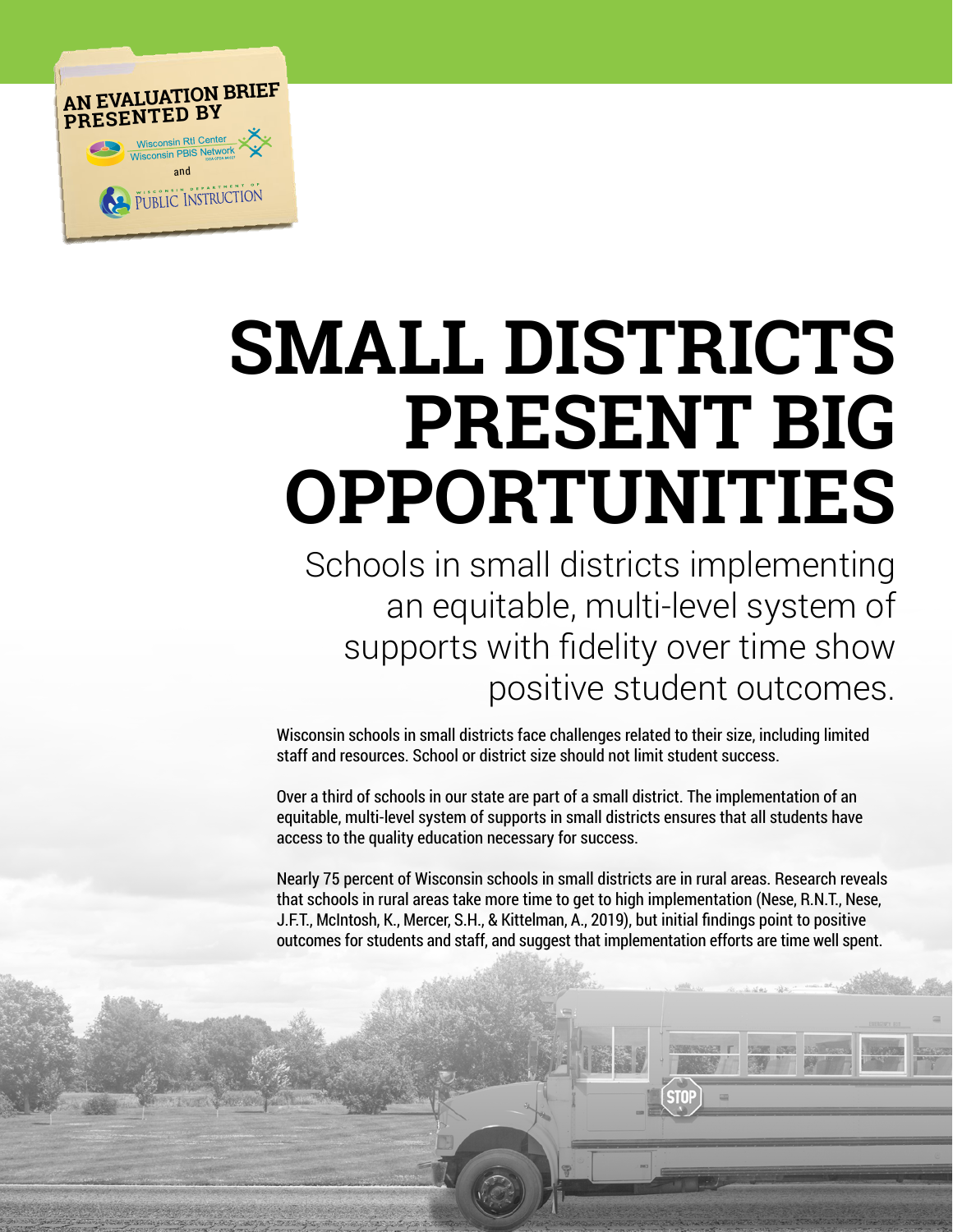AN EVALUATION BRIEF PRESENTED BY

Wisconsin RtI Center
Wisconsin PBIS Network

and

Wisconsin Department of Public Instruction

# SMALL DISTRICTS PRESENT BIG OPPORTUNITIES

## Schools in small districts implementing an equitable, multi-level system of supports with fidelity over time show positive student outcomes.

Wisconsin schools in small districts face challenges related to their size, including limited staff and resources. School or district size should not limit student success.

Over a third of schools in our state are part of a small district. The implementation of an equitable, multi-level system of supports in small districts ensures that all students have access to the quality education necessary for success.

Nearly 75 percent of Wisconsin schools in small districts are in rural areas. Research reveals that schools in rural areas take more time to get to high implementation (Nese, R.N.T., Nese, J.F.T., McIntosh, K., Mercer, S.H., & Kittelman, A., 2019), but initial findings point to positive outcomes for students and staff, and suggest that implementation efforts are time well spent.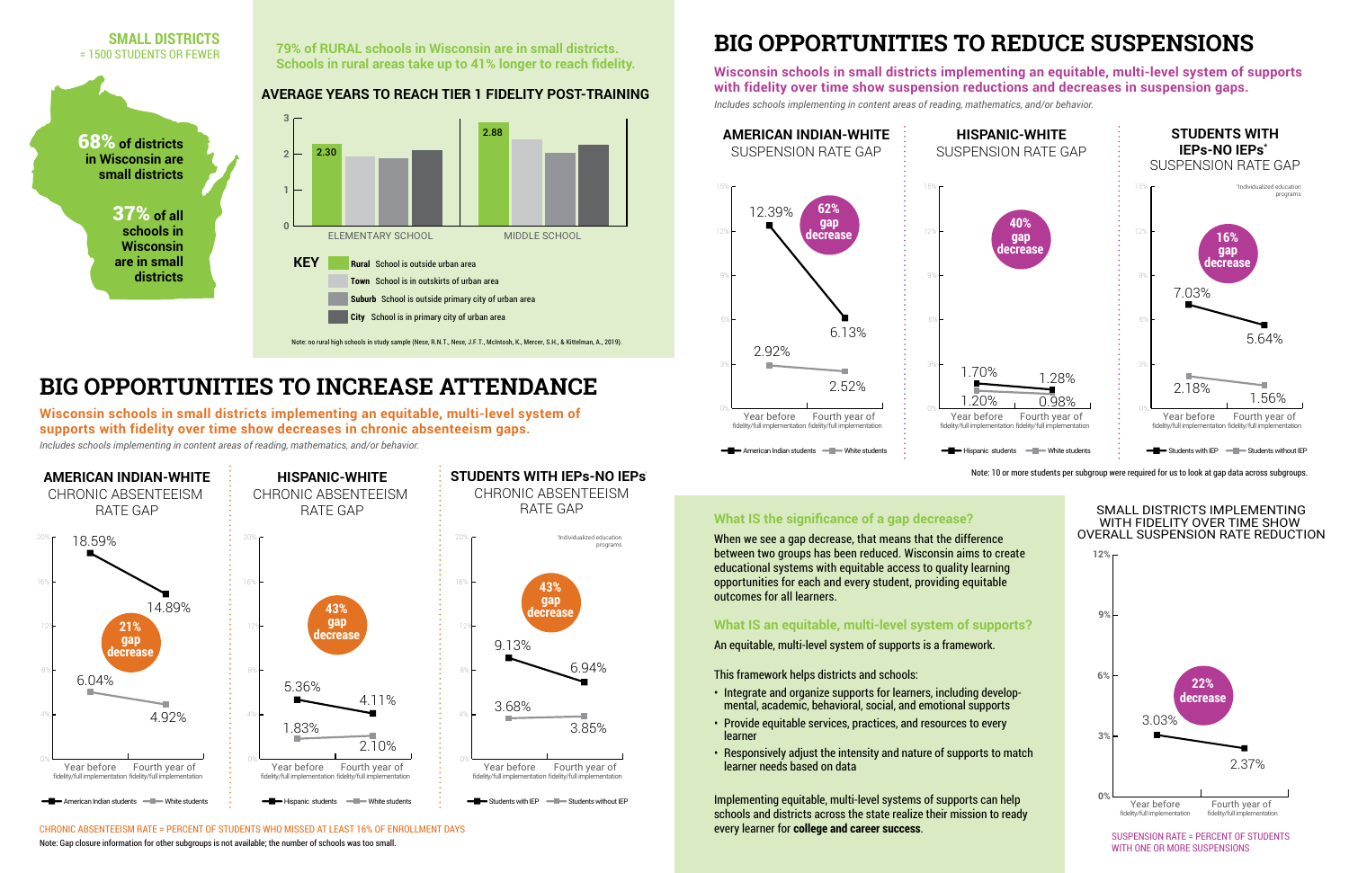**SMALL DISTRICTS**
= 1500 STUDENTS OR FEWER

**68%** of districts in Wisconsin are small districts

**37%** of all schools in Wisconsin are in small districts

**79% of RURAL schools in Wisconsin are in small districts. Schools in rural areas take up to 41% longer to reach fidelity.**

### AVERAGE YEARS TO REACH TIER 1 FIDELITY POST-TRAINING

| | Rural | Town | Suburb | City |
|---|---|---|---|---|
| ELEMENTARY SCHOOL | 2.30 | | | |
| MIDDLE SCHOOL | 2.88 | | | |

**KEY**
- **Rural** School is outside urban area
- **Town** School is in outskirts of urban area
- **Suburb** School is outside primary city of urban area
- **City** School is in primary city of urban area

Note: no rural high schools in study sample (Nese, R.N.T., Nese, J.F.T., McIntosh, K., Mercer, S.H., & Kittelman, A., 2019).

# BIG OPPORTUNITIES TO INCREASE ATTENDANCE

**Wisconsin schools in small districts implementing an equitable, multi-level system of supports with fidelity over time show decreases in chronic absenteeism gaps.**

*Includes schools implementing in content areas of reading, mathematics, and/or behavior.*

### AMERICAN INDIAN-WHITE CHRONIC ABSENTEEISM RATE GAP

**21% gap decrease**

| | Year before fidelity/full implementation | Fourth year of fidelity/full implementation |
|---|---|---|
| American Indian students | 18.59% | 14.89% |
| White students | 6.04% | 4.92% |

### HISPANIC-WHITE CHRONIC ABSENTEEISM RATE GAP

**43% gap decrease**

| | Year before fidelity/full implementation | Fourth year of fidelity/full implementation |
|---|---|---|
| Hispanic students | 5.36% | 4.11% |
| White students | 1.83% | 2.10% |

### STUDENTS WITH IEPs-NO IEPs* CHRONIC ABSENTEEISM RATE GAP

*Individualized education programs

**43% gap decrease**

| | Year before fidelity/full implementation | Fourth year of fidelity/full implementation |
|---|---|---|
| Students with IEP | 9.13% | 6.94% |
| Students without IEP | 3.68% | 3.85% |

CHRONIC ABSENTEEISM RATE = PERCENT OF STUDENTS WHO MISSED AT LEAST 16% OF ENROLLMENT DAYS

Note: Gap closure information for other subgroups is not available; the number of schools was too small.

# BIG OPPORTUNITIES TO REDUCE SUSPENSIONS

**Wisconsin schools in small districts implementing an equitable, multi-level system of supports with fidelity over time show suspension reductions and decreases in suspension gaps.**

*Includes schools implementing in content areas of reading, mathematics, and/or behavior.*

### AMERICAN INDIAN-WHITE SUSPENSION RATE GAP

**62% gap decrease**

| | Year before fidelity/full implementation | Fourth year of fidelity/full implementation |
|---|---|---|
| American Indian students | 12.39% | 6.13% |
| White students | 2.92% | 2.52% |

### HISPANIC-WHITE SUSPENSION RATE GAP

**40% gap decrease**

| | Year before fidelity/full implementation | Fourth year of fidelity/full implementation |
|---|---|---|
| Hispanic students | 1.70% | 1.28% |
| White students | 1.20% | 0.98% |

### STUDENTS WITH IEPs-NO IEPs* SUSPENSION RATE GAP

*Individualized education programs

**16% gap decrease**

| | Year before fidelity/full implementation | Fourth year of fidelity/full implementation |
|---|---|---|
| Students with IEP | 7.03% | 5.64% |
| Students without IEP | 2.18% | 1.56% |

Note: 10 or more students per subgroup were required for us to look at gap data across subgroups.

### What IS the significance of a gap decrease?

When we see a gap decrease, that means that the difference between two groups has been reduced. Wisconsin aims to create educational systems with equitable access to quality learning opportunities for each and every student, providing equitable outcomes for all learners.

### What IS an equitable, multi-level system of supports?

An equitable, multi-level system of supports is a framework.

This framework helps districts and schools:

- Integrate and organize supports for learners, including developmental, academic, behavioral, social, and emotional supports
- Provide equitable services, practices, and resources to every learner
- Responsively adjust the intensity and nature of supports to match learner needs based on data

Implementing equitable, multi-level systems of supports can help schools and districts across the state realize their mission to ready every learner for **college and career success**.

### SMALL DISTRICTS IMPLEMENTING WITH FIDELITY OVER TIME SHOW OVERALL SUSPENSION RATE REDUCTION

**22% decrease**

| Year before fidelity/full implementation | Fourth year of fidelity/full implementation |
|---|---|
| 3.03% | 2.37% |

SUSPENSION RATE = PERCENT OF STUDENTS WITH ONE OR MORE SUSPENSIONS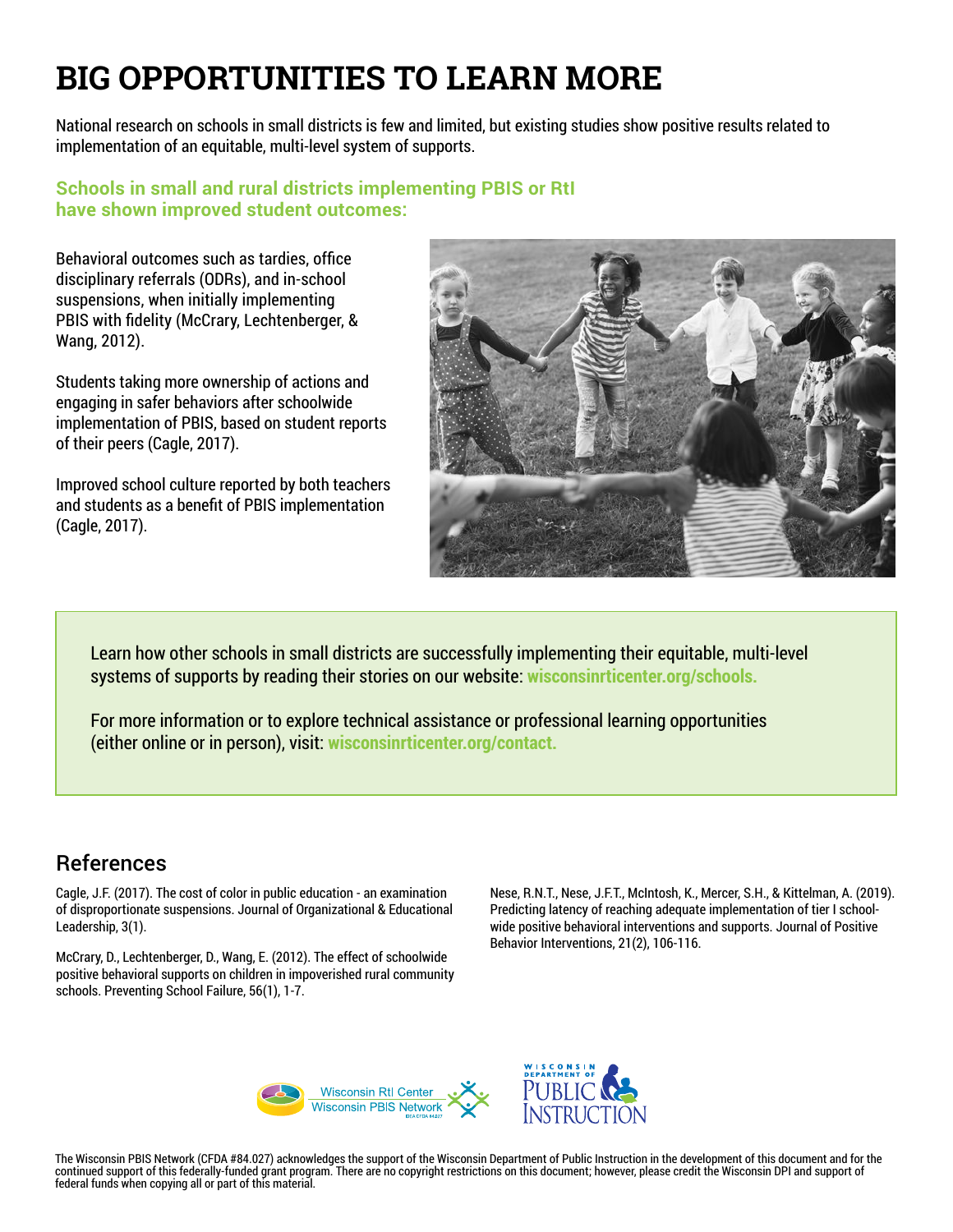# BIG OPPORTUNITIES TO LEARN MORE

National research on schools in small districts is few and limited, but existing studies show positive results related to implementation of an equitable, multi-level system of supports.

### Schools in small and rural districts implementing PBIS or RtI have shown improved student outcomes:

Behavioral outcomes such as tardies, office disciplinary referrals (ODRs), and in-school suspensions, when initially implementing PBIS with fidelity (McCrary, Lechtenberger, & Wang, 2012).

Students taking more ownership of actions and engaging in safer behaviors after schoolwide implementation of PBIS, based on student reports of their peers (Cagle, 2017).

Improved school culture reported by both teachers and students as a benefit of PBIS implementation (Cagle, 2017).

Learn how other schools in small districts are successfully implementing their equitable, multi-level systems of supports by reading their stories on our website: **wisconsinrticenter.org/schools.**

For more information or to explore technical assistance or professional learning opportunities (either online or in person), visit: **wisconsinrticenter.org/contact.**

## References

Cagle, J.F. (2017). The cost of color in public education - an examination of disproportionate suspensions. Journal of Organizational & Educational Leadership, 3(1).

McCrary, D., Lechtenberger, D., Wang, E. (2012). The effect of schoolwide positive behavioral supports on children in impoverished rural community schools. Preventing School Failure, 56(1), 1-7.

Nese, R.N.T., Nese, J.F.T., McIntosh, K., Mercer, S.H., & Kittelman, A. (2019). Predicting latency of reaching adequate implementation of tier I school-wide positive behavioral interventions and supports. Journal of Positive Behavior Interventions, 21(2), 106-116.

Wisconsin RtI Center
Wisconsin PBIS Network

Wisconsin Department of Public Instruction

The Wisconsin PBIS Network (CFDA #84.027) acknowledges the support of the Wisconsin Department of Public Instruction in the development of this document and for the continued support of this federally-funded grant program. There are no copyright restrictions on this document; however, please credit the Wisconsin DPI and support of federal funds when copying all or part of this material.